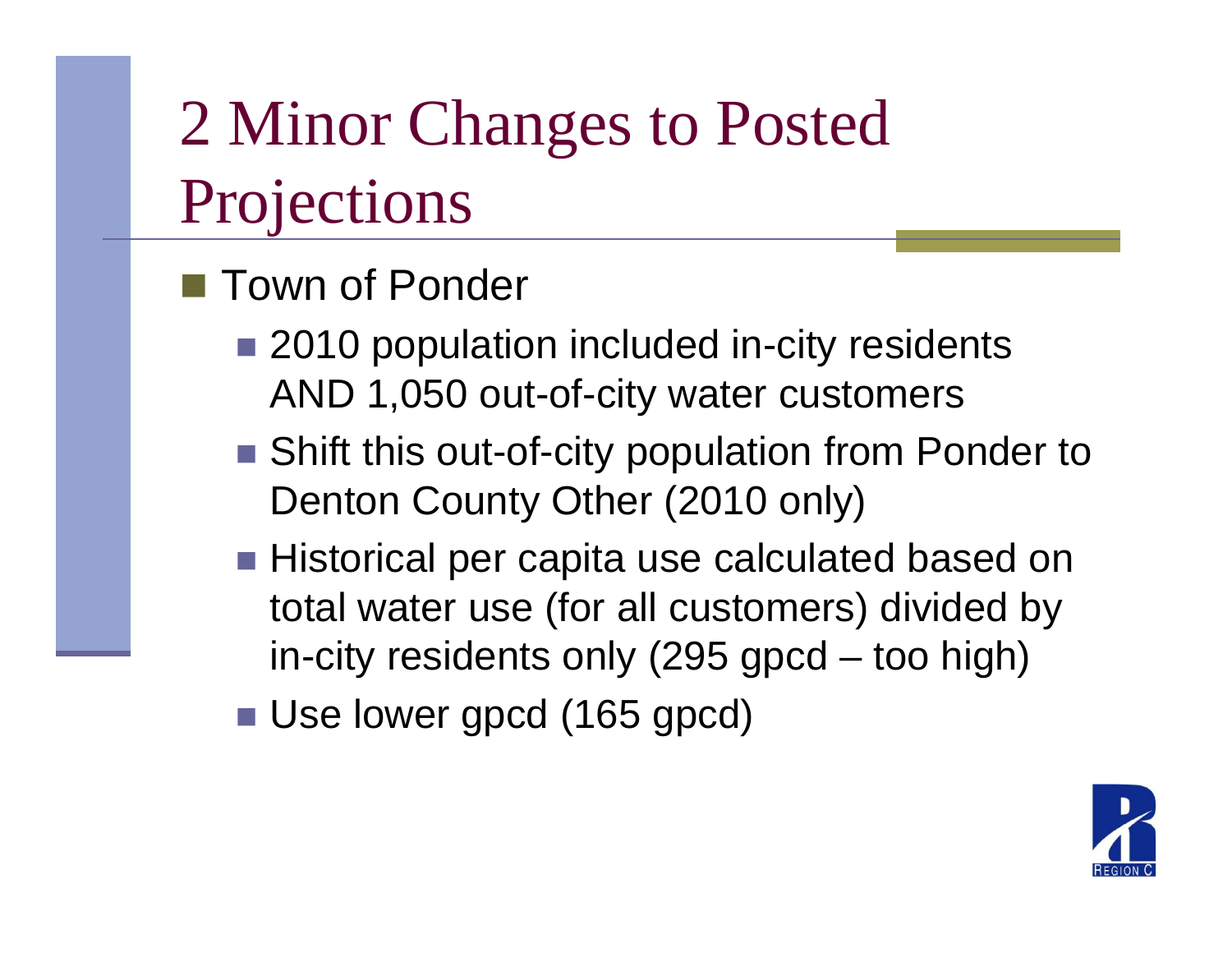# 2 Minor Changes to Posted Projections

- Town of Ponder
  - 2010 population included in-city residents AND 1,050 out-of-city water customers
  - Shift this out-of-city population from Ponder to Denton County Other (2010 only)
  - Historical per capita use calculated based on total water use (for all customers) divided by in-city residents only (295 gpcd – too high)
  - Use lower gpcd (165 gpcd)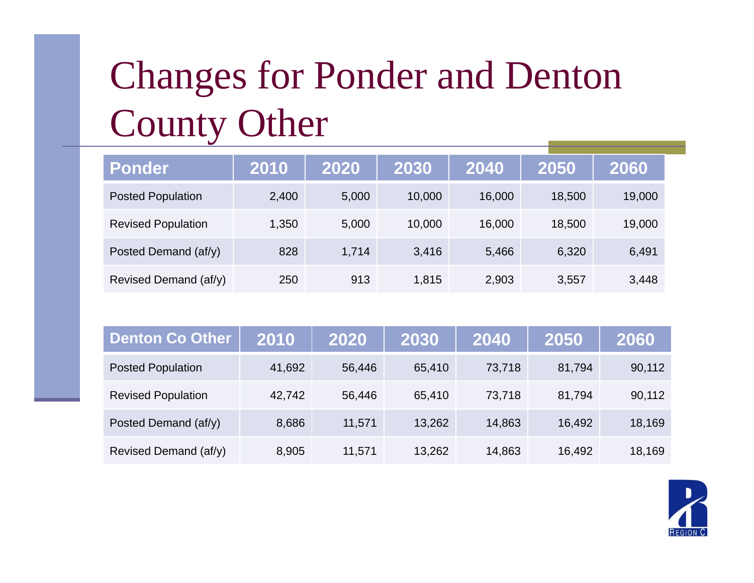# Changes for Ponder and Denton County Other

| Ponder | 2010 | 2020 | 2030 | 2040 | 2050 | 2060 |
|---|---|---|---|---|---|---|
| Posted Population | 2,400 | 5,000 | 10,000 | 16,000 | 18,500 | 19,000 |
| Revised Population | 1,350 | 5,000 | 10,000 | 16,000 | 18,500 | 19,000 |
| Posted Demand (af/y) | 828 | 1,714 | 3,416 | 5,466 | 6,320 | 6,491 |
| Revised Demand (af/y) | 250 | 913 | 1,815 | 2,903 | 3,557 | 3,448 |

| Denton Co Other | 2010 | 2020 | 2030 | 2040 | 2050 | 2060 |
|---|---|---|---|---|---|---|
| Posted Population | 41,692 | 56,446 | 65,410 | 73,718 | 81,794 | 90,112 |
| Revised Population | 42,742 | 56,446 | 65,410 | 73,718 | 81,794 | 90,112 |
| Posted Demand (af/y) | 8,686 | 11,571 | 13,262 | 14,863 | 16,492 | 18,169 |
| Revised Demand (af/y) | 8,905 | 11,571 | 13,262 | 14,863 | 16,492 | 18,169 |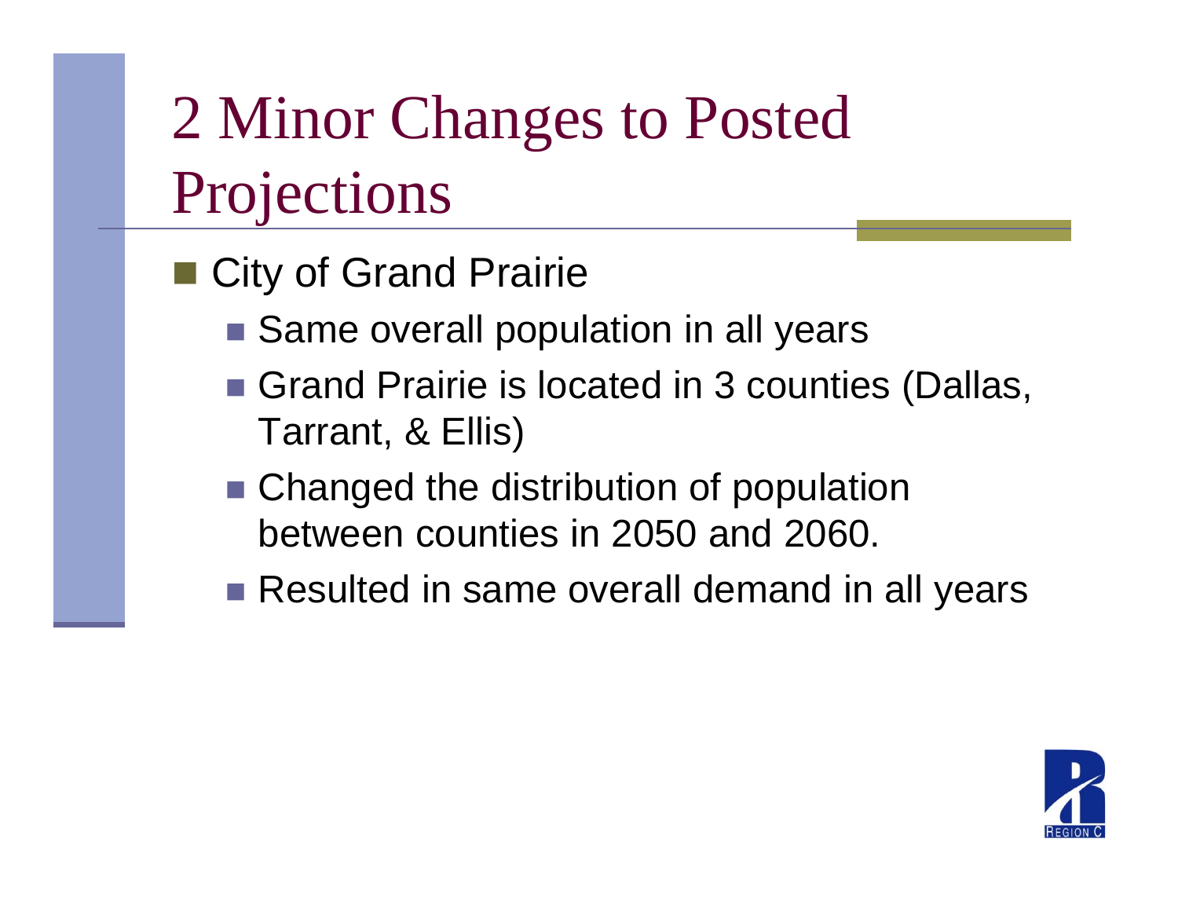# 2 Minor Changes to Posted Projections

- City of Grand Prairie
  - Same overall population in all years
  - Grand Prairie is located in 3 counties (Dallas, Tarrant, & Ellis)
  - Changed the distribution of population between counties in 2050 and 2060.
  - Resulted in same overall demand in all years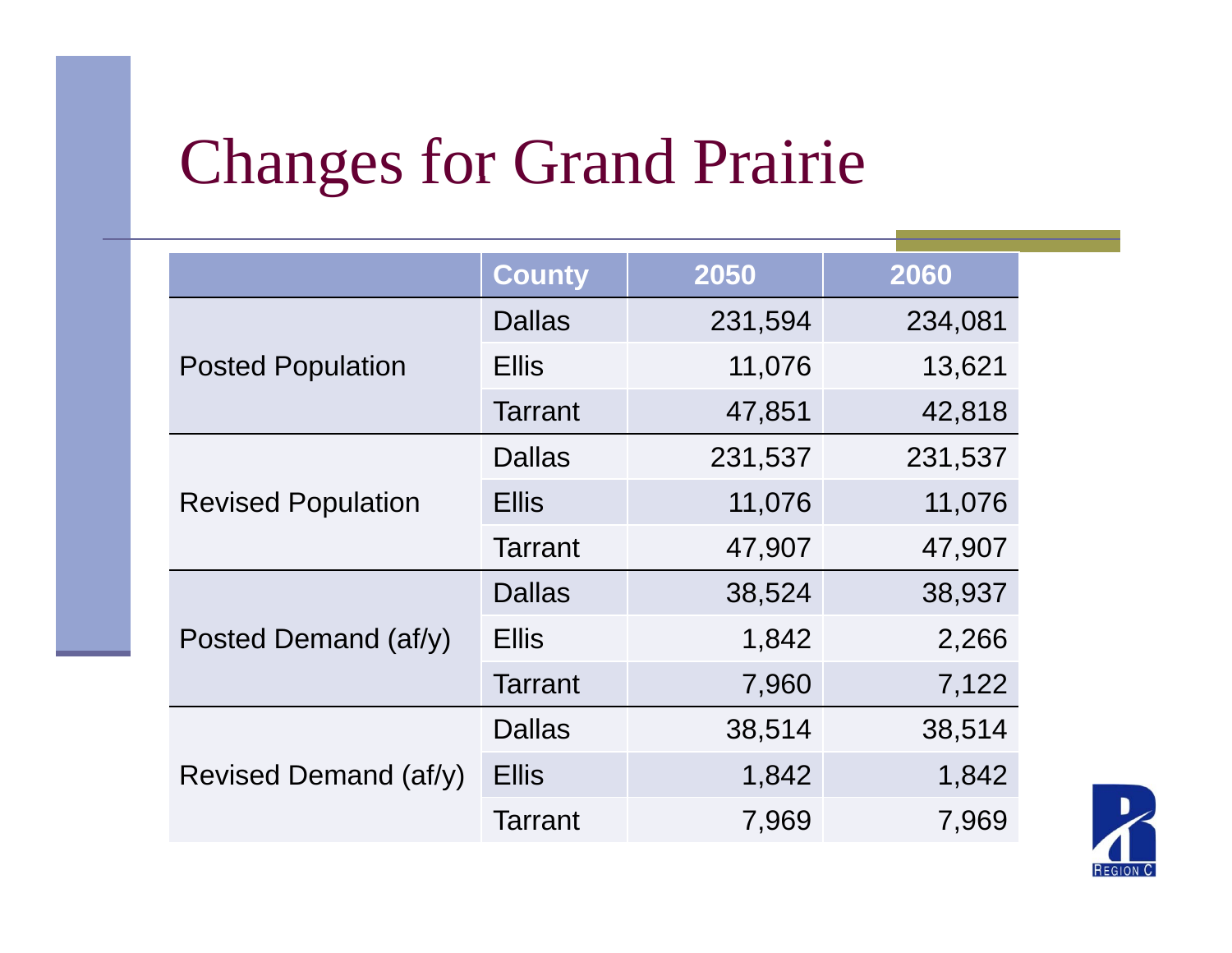# Changes for Grand Prairie

| | County | 2050 | 2060 |
|---|---|---|---|
| Posted Population | Dallas | 231,594 | 234,081 |
| | Ellis | 11,076 | 13,621 |
| | Tarrant | 47,851 | 42,818 |
| Revised Population | Dallas | 231,537 | 231,537 |
| | Ellis | 11,076 | 11,076 |
| | Tarrant | 47,907 | 47,907 |
| Posted Demand (af/y) | Dallas | 38,524 | 38,937 |
| | Ellis | 1,842 | 2,266 |
| | Tarrant | 7,960 | 7,122 |
| Revised Demand (af/y) | Dallas | 38,514 | 38,514 |
| | Ellis | 1,842 | 1,842 |
| | Tarrant | 7,969 | 7,969 |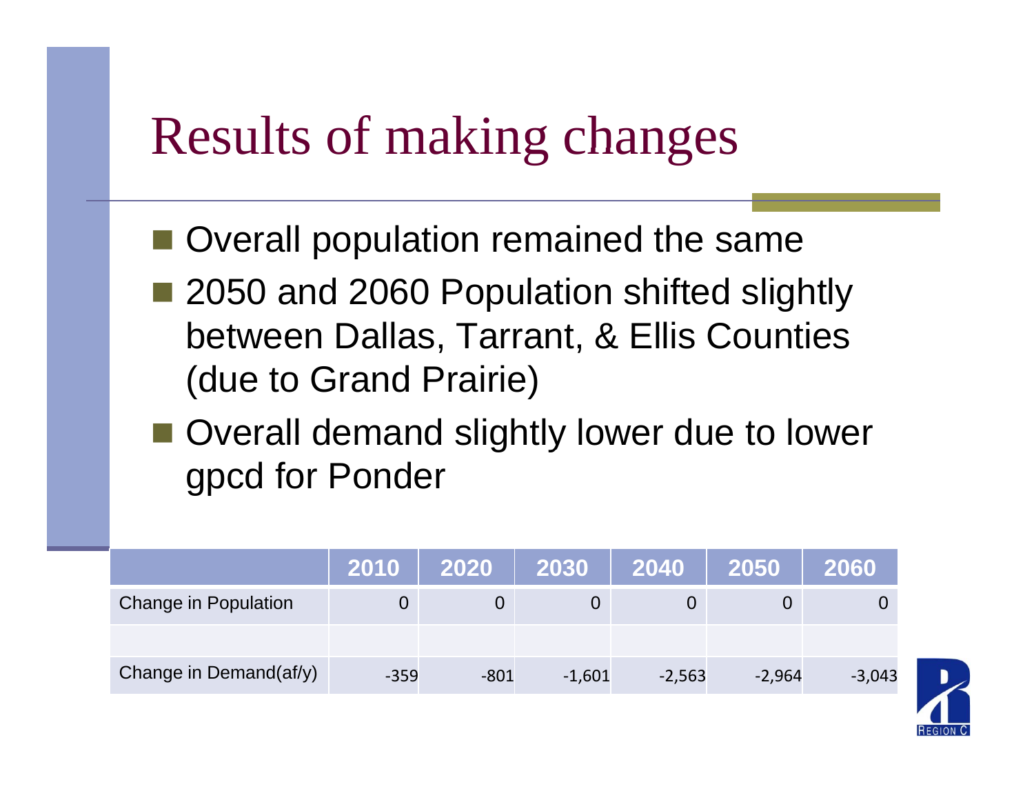# Results of making changes

- Overall population remained the same
- 2050 and 2060 Population shifted slightly between Dallas, Tarrant, & Ellis Counties (due to Grand Prairie)
- Overall demand slightly lower due to lower gpcd for Ponder

| | 2010 | 2020 | 2030 | 2040 | 2050 | 2060 |
|---|---|---|---|---|---|---|
| Change in Population | 0 | 0 | 0 | 0 | 0 | 0 |
| | | | | | | |
| Change in Demand(af/y) | -359 | -801 | -1,601 | -2,563 | -2,964 | -3,043 |